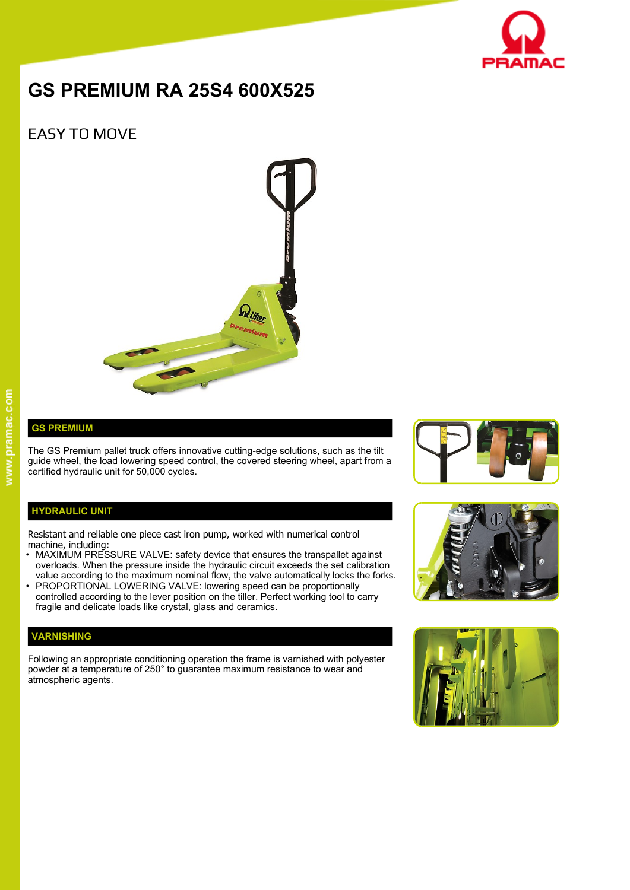# GS PREMIUM RA 25S4 600X525

## EASY TO MOVE

### GS PREMIUM

The GS Premium pallet truck offers innovative cutting-edge solutions, such as the tilt guide wheel, the load lowering speed control, the covered steering wheel, apart from a certified hydraulic unit for 50,000 cycles.

### HYDRAULIC UNIT

Resistant and reliable one piece cast iron pump, worked with numerical control machine, including:

- MAXIMUM PRESSURE VALVE: safety device that ensures the transpallet against overloads. When the pressure inside the hydraulic circuit exceeds the set calibration value according to the maximum nominal flow, the valve automatically locks the forks.
- PROPORTIONAL LOWERING VALVE: lowering speed can be proportionally controlled according to the lever position on the tiller. Perfect working tool to carry fragile and delicate loads like crystal, glass and ceramics.

### VARNISHING

Following an appropriate conditioning operation the frame is varnished with polyester powder at a temperature of 250° to guarantee maximum resistance to wear and atmospheric agents.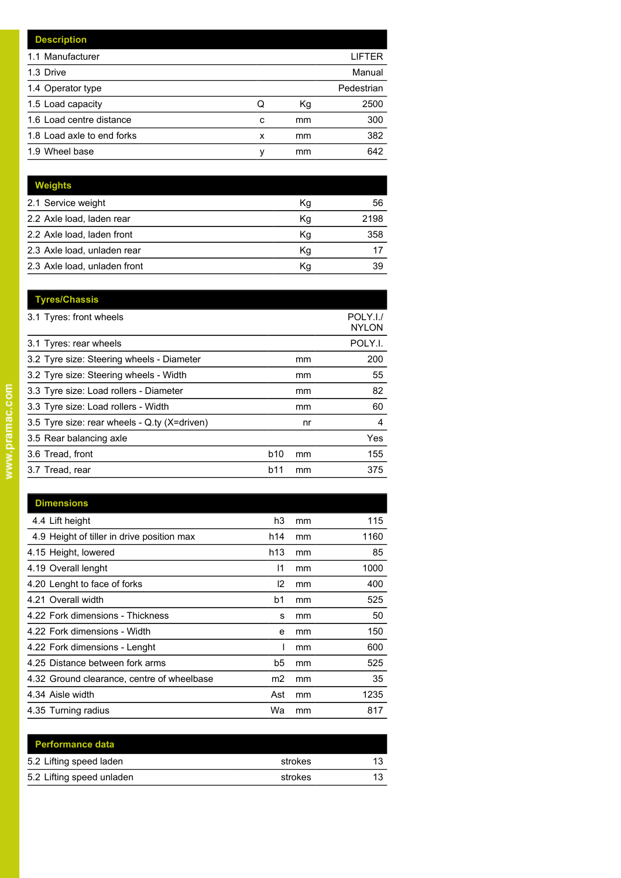| Description | | | |
|---|---|---|---|
| 1.1 Manufacturer | | | LIFTER |
| 1.3 Drive | | | Manual |
| 1.4 Operator type | | | Pedestrian |
| 1.5 Load capacity | Q | Kg | 2500 |
| 1.6 Load centre distance | c | mm | 300 |
| 1.8 Load axle to end forks | x | mm | 382 |
| 1.9 Wheel base | y | mm | 642 |

| Weights | | |
|---|---|---|
| 2.1 Service weight | Kg | 56 |
| 2.2 Axle load, laden rear | Kg | 2198 |
| 2.2 Axle load, laden front | Kg | 358 |
| 2.3 Axle load, unladen rear | Kg | 17 |
| 2.3 Axle load, unladen front | Kg | 39 |

| Tyres/Chassis | | | |
|---|---|---|---|
| 3.1 Tyres: front wheels | | | POLY.I./ NYLON |
| 3.1 Tyres: rear wheels | | | POLY.I. |
| 3.2 Tyre size: Steering wheels - Diameter | | mm | 200 |
| 3.2 Tyre size: Steering wheels - Width | | mm | 55 |
| 3.3 Tyre size: Load rollers - Diameter | | mm | 82 |
| 3.3 Tyre size: Load rollers - Width | | mm | 60 |
| 3.5 Tyre size: rear wheels - Q.ty (X=driven) | | nr | 4 |
| 3.5 Rear balancing axle | | | Yes |
| 3.6 Tread, front | b10 | mm | 155 |
| 3.7 Tread, rear | b11 | mm | 375 |

| Dimensions | | | |
|---|---|---|---|
| 4.4 Lift height | h3 | mm | 115 |
| 4.9 Height of tiller in drive position max | h14 | mm | 1160 |
| 4.15 Height, lowered | h13 | mm | 85 |
| 4.19 Overall lenght | l1 | mm | 1000 |
| 4.20 Lenght to face of forks | l2 | mm | 400 |
| 4.21 Overall width | b1 | mm | 525 |
| 4.22 Fork dimensions - Thickness | s | mm | 50 |
| 4.22 Fork dimensions - Width | e | mm | 150 |
| 4.22 Fork dimensions - Lenght | l | mm | 600 |
| 4.25 Distance between fork arms | b5 | mm | 525 |
| 4.32 Ground clearance, centre of wheelbase | m2 | mm | 35 |
| 4.34 Aisle width | Ast | mm | 1235 |
| 4.35 Turning radius | Wa | mm | 817 |

| Performance data | | |
|---|---|---|
| 5.2 Lifting speed laden | strokes | 13 |
| 5.2 Lifting speed unladen | strokes | 13 |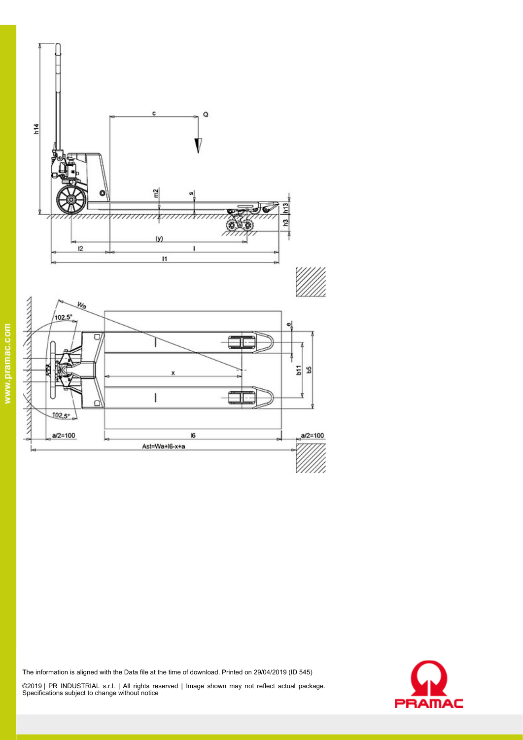h14

c

Q

m2

s

h13

h3

(y)

l2

l

l1

Wa

102,5°

e

x

b11

b5

102,5°

a/2=100

l6

a/2=100

Ast=Wa+l6-x+a

The information is aligned with the Data file at the time of download. Printed on 29/04/2019 (ID 545)

©2019 | PR INDUSTRIAL s.r.l. | All rights reserved | Image shown may not reflect actual package. Specifications subject to change without notice